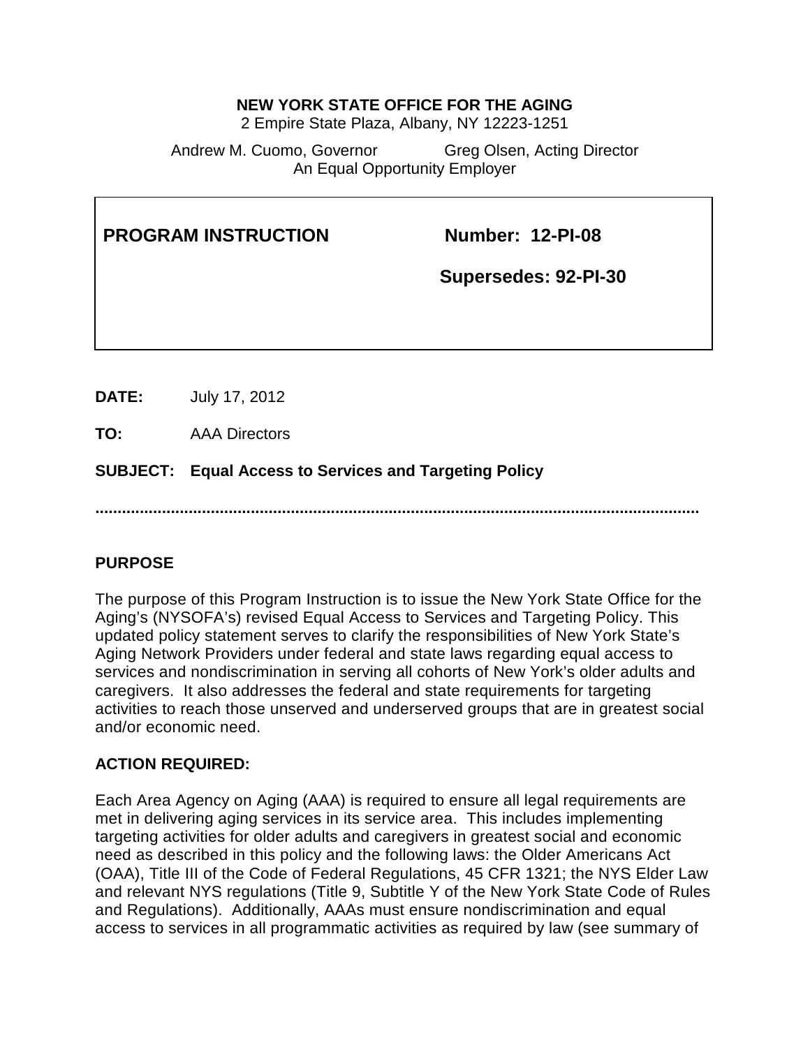**NEW YORK STATE OFFICE FOR THE AGING**
2 Empire State Plaza, Albany, NY 12223-1251

Andrew M. Cuomo, Governor          Greg Olsen, Acting Director
An Equal Opportunity Employer

| **PROGRAM INSTRUCTION** | **Number: 12-PI-08** |
| --- | --- |
| | **Supersedes: 92-PI-30** |

**DATE:** July 17, 2012

**TO:** AAA Directors

**SUBJECT: Equal Access to Services and Targeting Policy**

.......................................................................................................................................

## PURPOSE

The purpose of this Program Instruction is to issue the New York State Office for the Aging's (NYSOFA's) revised Equal Access to Services and Targeting Policy. This updated policy statement serves to clarify the responsibilities of New York State's Aging Network Providers under federal and state laws regarding equal access to services and nondiscrimination in serving all cohorts of New York's older adults and caregivers. It also addresses the federal and state requirements for targeting activities to reach those unserved and underserved groups that are in greatest social and/or economic need.

## ACTION REQUIRED:

Each Area Agency on Aging (AAA) is required to ensure all legal requirements are met in delivering aging services in its service area. This includes implementing targeting activities for older adults and caregivers in greatest social and economic need as described in this policy and the following laws: the Older Americans Act (OAA), Title III of the Code of Federal Regulations, 45 CFR 1321; the NYS Elder Law and relevant NYS regulations (Title 9, Subtitle Y of the New York State Code of Rules and Regulations). Additionally, AAAs must ensure nondiscrimination and equal access to services in all programmatic activities as required by law (see summary of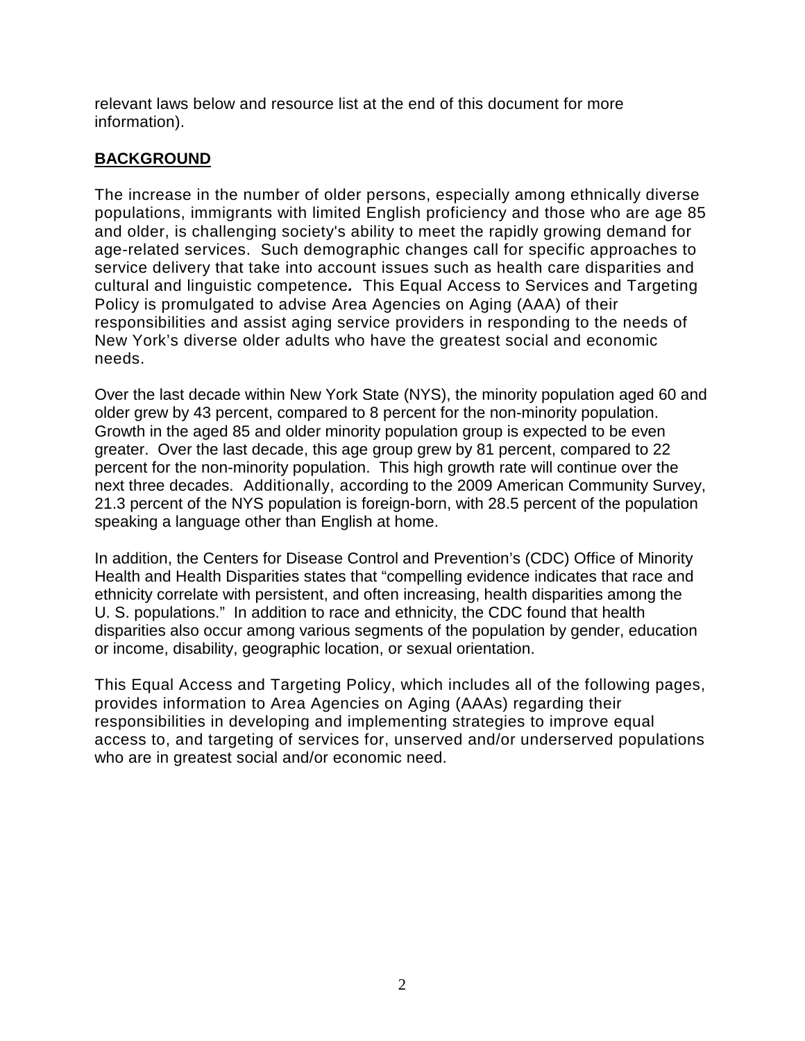relevant laws below and resource list at the end of this document for more information).

## BACKGROUND

The increase in the number of older persons, especially among ethnically diverse populations, immigrants with limited English proficiency and those who are age 85 and older, is challenging society's ability to meet the rapidly growing demand for age-related services. Such demographic changes call for specific approaches to service delivery that take into account issues such as health care disparities and cultural and linguistic competence**.** This Equal Access to Services and Targeting Policy is promulgated to advise Area Agencies on Aging (AAA) of their responsibilities and assist aging service providers in responding to the needs of New York's diverse older adults who have the greatest social and economic needs.

Over the last decade within New York State (NYS), the minority population aged 60 and older grew by 43 percent, compared to 8 percent for the non-minority population. Growth in the aged 85 and older minority population group is expected to be even greater. Over the last decade, this age group grew by 81 percent, compared to 22 percent for the non-minority population. This high growth rate will continue over the next three decades. Additionally, according to the 2009 American Community Survey, 21.3 percent of the NYS population is foreign-born, with 28.5 percent of the population speaking a language other than English at home.

In addition, the Centers for Disease Control and Prevention's (CDC) Office of Minority Health and Health Disparities states that "compelling evidence indicates that race and ethnicity correlate with persistent, and often increasing, health disparities among the U. S. populations." In addition to race and ethnicity, the CDC found that health disparities also occur among various segments of the population by gender, education or income, disability, geographic location, or sexual orientation.

This Equal Access and Targeting Policy, which includes all of the following pages, provides information to Area Agencies on Aging (AAAs) regarding their responsibilities in developing and implementing strategies to improve equal access to, and targeting of services for, unserved and/or underserved populations who are in greatest social and/or economic need.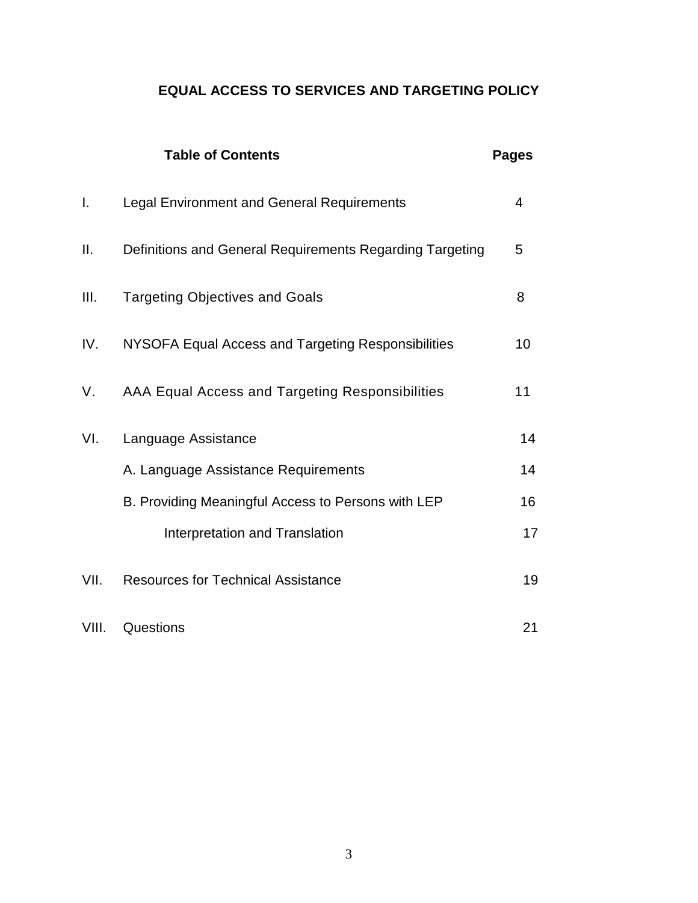# EQUAL ACCESS TO SERVICES AND TARGETING POLICY

| | **Table of Contents** | **Pages** |
|---|---|---|
| I. | Legal Environment and General Requirements | 4 |
| II. | Definitions and General Requirements Regarding Targeting | 5 |
| III. | Targeting Objectives and Goals | 8 |
| IV. | NYSOFA Equal Access and Targeting Responsibilities | 10 |
| V. | AAA Equal Access and Targeting Responsibilities | 11 |
| VI. | Language Assistance | 14 |
| | A. Language Assistance Requirements | 14 |
| | B. Providing Meaningful Access to Persons with LEP | 16 |
| | Interpretation and Translation | 17 |
| VII. | Resources for Technical Assistance | 19 |
| VIII. | Questions | 21 |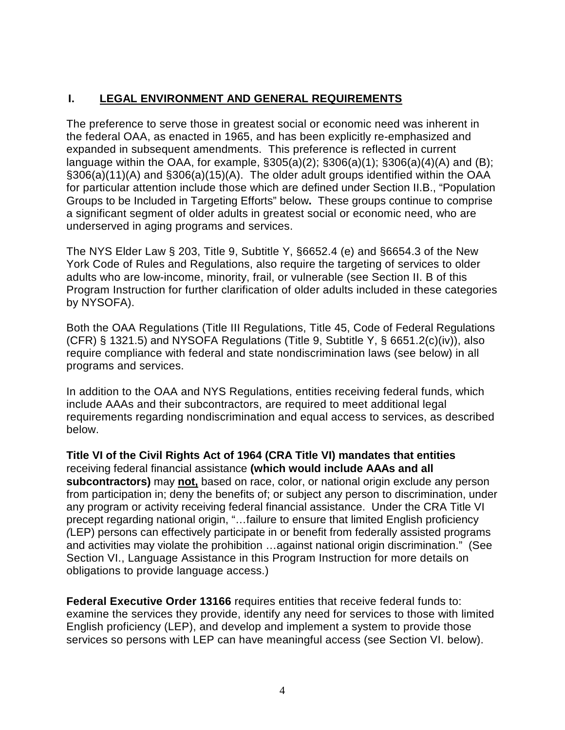## I. <u>LEGAL ENVIRONMENT AND GENERAL REQUIREMENTS</u>

The preference to serve those in greatest social or economic need was inherent in the federal OAA, as enacted in 1965, and has been explicitly re-emphasized and expanded in subsequent amendments. This preference is reflected in current language within the OAA, for example, §305(a)(2); §306(a)(1); §306(a)(4)(A) and (B); §306(a)(11)(A) and §306(a)(15)(A). The older adult groups identified within the OAA for particular attention include those which are defined under Section II.B., "Population Groups to be Included in Targeting Efforts" below**.** These groups continue to comprise a significant segment of older adults in greatest social or economic need, who are underserved in aging programs and services.

The NYS Elder Law § 203, Title 9, Subtitle Y, §6652.4 (e) and §6654.3 of the New York Code of Rules and Regulations, also require the targeting of services to older adults who are low-income, minority, frail, or vulnerable (see Section II. B of this Program Instruction for further clarification of older adults included in these categories by NYSOFA).

Both the OAA Regulations (Title III Regulations, Title 45, Code of Federal Regulations (CFR) § 1321.5) and NYSOFA Regulations (Title 9, Subtitle Y, § 6651.2(c)(iv)), also require compliance with federal and state nondiscrimination laws (see below) in all programs and services.

In addition to the OAA and NYS Regulations, entities receiving federal funds, which include AAAs and their subcontractors, are required to meet additional legal requirements regarding nondiscrimination and equal access to services, as described below.

**Title VI of the Civil Rights Act of 1964 (CRA Title VI) mandates that entities** receiving federal financial assistance **(which would include AAAs and all subcontractors)** may **<u>not,</u>** based on race, color, or national origin exclude any person from participation in; deny the benefits of; or subject any person to discrimination, under any program or activity receiving federal financial assistance. Under the CRA Title VI precept regarding national origin, "…failure to ensure that limited English proficiency *(*LEP) persons can effectively participate in or benefit from federally assisted programs and activities may violate the prohibition …against national origin discrimination." (See Section VI., Language Assistance in this Program Instruction for more details on obligations to provide language access.)

**Federal Executive Order 13166** requires entities that receive federal funds to: examine the services they provide, identify any need for services to those with limited English proficiency (LEP), and develop and implement a system to provide those services so persons with LEP can have meaningful access (see Section VI. below).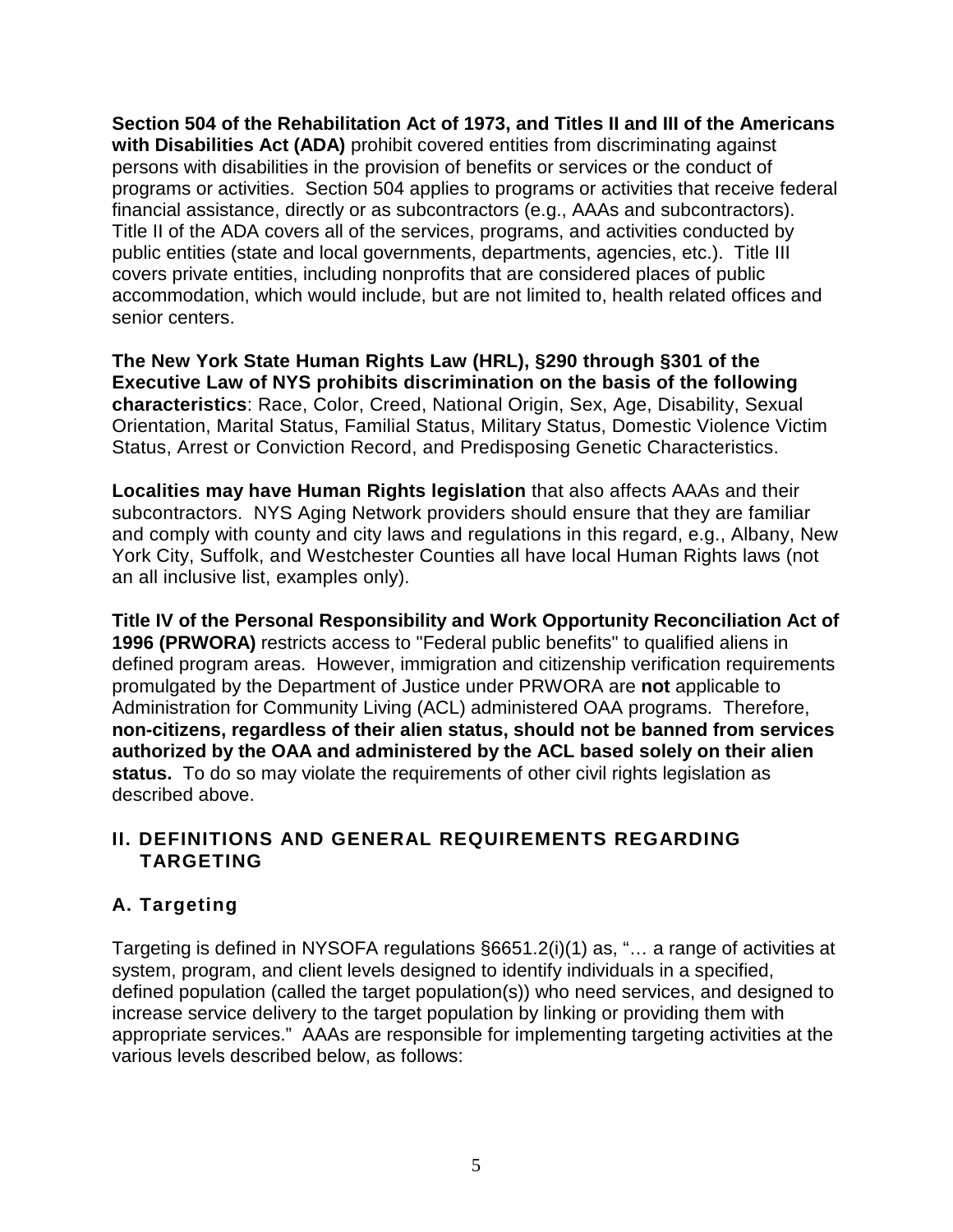**Section 504 of the Rehabilitation Act of 1973, and Titles II and III of the Americans with Disabilities Act (ADA)** prohibit covered entities from discriminating against persons with disabilities in the provision of benefits or services or the conduct of programs or activities. Section 504 applies to programs or activities that receive federal financial assistance, directly or as subcontractors (e.g., AAAs and subcontractors). Title II of the ADA covers all of the services, programs, and activities conducted by public entities (state and local governments, departments, agencies, etc.). Title III covers private entities, including nonprofits that are considered places of public accommodation, which would include, but are not limited to, health related offices and senior centers.

**The New York State Human Rights Law (HRL), §290 through §301 of the Executive Law of NYS prohibits discrimination on the basis of the following characteristics**: Race, Color, Creed, National Origin, Sex, Age, Disability, Sexual Orientation, Marital Status, Familial Status, Military Status, Domestic Violence Victim Status, Arrest or Conviction Record, and Predisposing Genetic Characteristics.

**Localities may have Human Rights legislation** that also affects AAAs and their subcontractors. NYS Aging Network providers should ensure that they are familiar and comply with county and city laws and regulations in this regard, e.g., Albany, New York City, Suffolk, and Westchester Counties all have local Human Rights laws (not an all inclusive list, examples only).

**Title IV of the Personal Responsibility and Work Opportunity Reconciliation Act of 1996 (PRWORA)** restricts access to "Federal public benefits" to qualified aliens in defined program areas. However, immigration and citizenship verification requirements promulgated by the Department of Justice under PRWORA are **not** applicable to Administration for Community Living (ACL) administered OAA programs. Therefore, **non-citizens, regardless of their alien status, should not be banned from services authorized by the OAA and administered by the ACL based solely on their alien status.** To do so may violate the requirements of other civil rights legislation as described above.

## II. DEFINITIONS AND GENERAL REQUIREMENTS REGARDING TARGETING

### A. Targeting

Targeting is defined in NYSOFA regulations §6651.2(i)(1) as, "… a range of activities at system, program, and client levels designed to identify individuals in a specified, defined population (called the target population(s)) who need services, and designed to increase service delivery to the target population by linking or providing them with appropriate services." AAAs are responsible for implementing targeting activities at the various levels described below, as follows: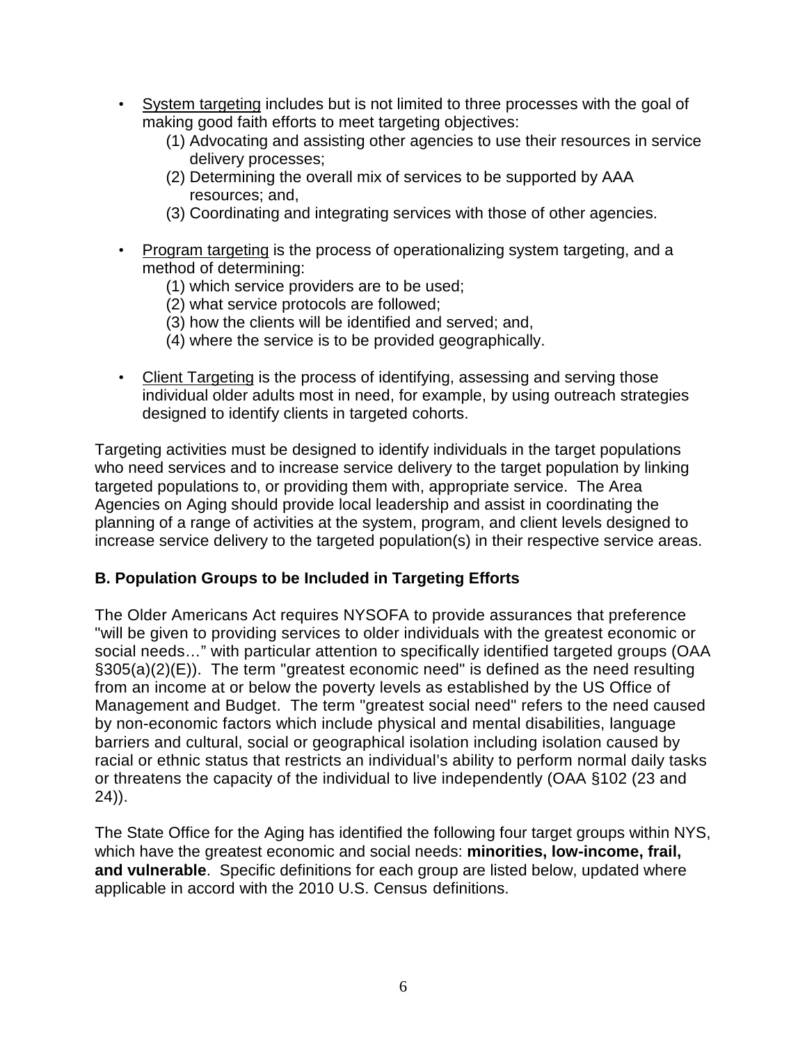- System targeting includes but is not limited to three processes with the goal of making good faith efforts to meet targeting objectives:
    (1) Advocating and assisting other agencies to use their resources in service delivery processes;
    (2) Determining the overall mix of services to be supported by AAA resources; and,
    (3) Coordinating and integrating services with those of other agencies.

- Program targeting is the process of operationalizing system targeting, and a method of determining:
    (1) which service providers are to be used;
    (2) what service protocols are followed;
    (3) how the clients will be identified and served; and,
    (4) where the service is to be provided geographically.

- Client Targeting is the process of identifying, assessing and serving those individual older adults most in need, for example, by using outreach strategies designed to identify clients in targeted cohorts.

Targeting activities must be designed to identify individuals in the target populations who need services and to increase service delivery to the target population by linking targeted populations to, or providing them with, appropriate service. The Area Agencies on Aging should provide local leadership and assist in coordinating the planning of a range of activities at the system, program, and client levels designed to increase service delivery to the targeted population(s) in their respective service areas.

**B. Population Groups to be Included in Targeting Efforts**

The Older Americans Act requires NYSOFA to provide assurances that preference "will be given to providing services to older individuals with the greatest economic or social needs…" with particular attention to specifically identified targeted groups (OAA §305(a)(2)(E)). The term "greatest economic need" is defined as the need resulting from an income at or below the poverty levels as established by the US Office of Management and Budget. The term "greatest social need" refers to the need caused by non-economic factors which include physical and mental disabilities, language barriers and cultural, social or geographical isolation including isolation caused by racial or ethnic status that restricts an individual's ability to perform normal daily tasks or threatens the capacity of the individual to live independently (OAA §102 (23 and 24)).

The State Office for the Aging has identified the following four target groups within NYS, which have the greatest economic and social needs: **minorities, low-income, frail, and vulnerable**. Specific definitions for each group are listed below, updated where applicable in accord with the 2010 U.S. Census definitions.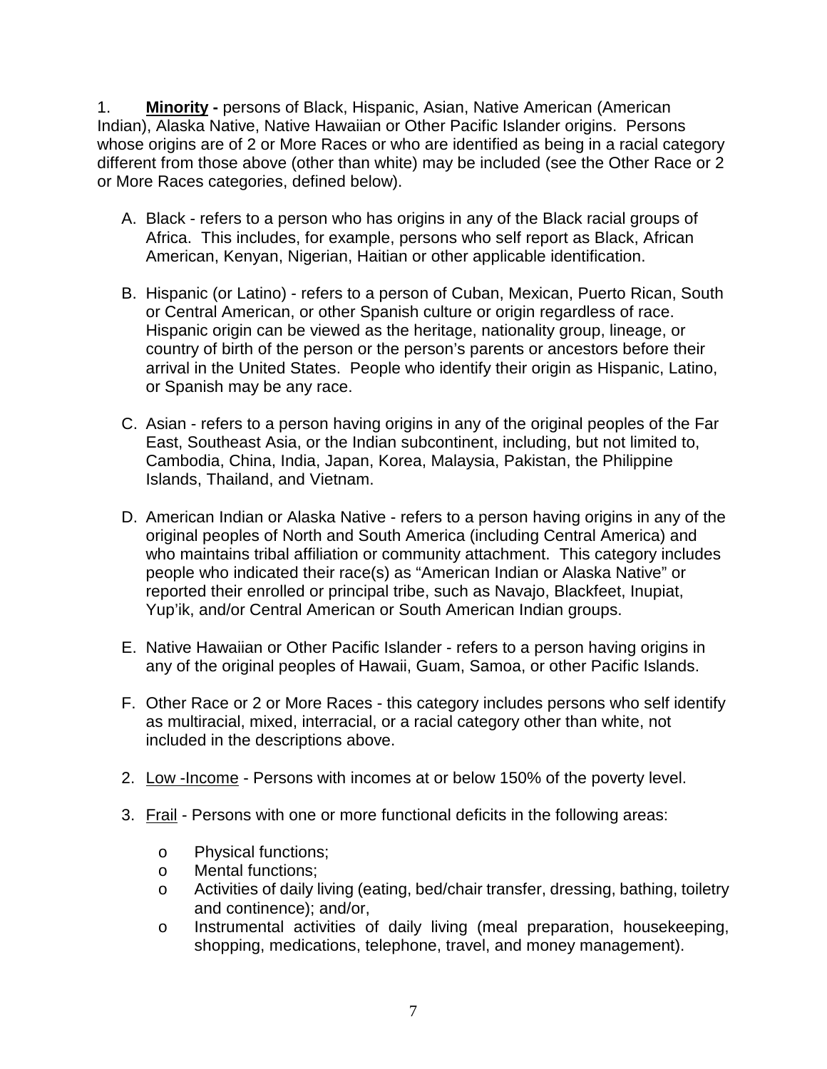1. **Minority -** persons of Black, Hispanic, Asian, Native American (American Indian), Alaska Native, Native Hawaiian or Other Pacific Islander origins. Persons whose origins are of 2 or More Races or who are identified as being in a racial category different from those above (other than white) may be included (see the Other Race or 2 or More Races categories, defined below).

   A. Black - refers to a person who has origins in any of the Black racial groups of Africa. This includes, for example, persons who self report as Black, African American, Kenyan, Nigerian, Haitian or other applicable identification.

   B. Hispanic (or Latino) - refers to a person of Cuban, Mexican, Puerto Rican, South or Central American, or other Spanish culture or origin regardless of race. Hispanic origin can be viewed as the heritage, nationality group, lineage, or country of birth of the person or the person's parents or ancestors before their arrival in the United States. People who identify their origin as Hispanic, Latino, or Spanish may be any race.

   C. Asian - refers to a person having origins in any of the original peoples of the Far East, Southeast Asia, or the Indian subcontinent, including, but not limited to, Cambodia, China, India, Japan, Korea, Malaysia, Pakistan, the Philippine Islands, Thailand, and Vietnam.

   D. American Indian or Alaska Native - refers to a person having origins in any of the original peoples of North and South America (including Central America) and who maintains tribal affiliation or community attachment. This category includes people who indicated their race(s) as "American Indian or Alaska Native" or reported their enrolled or principal tribe, such as Navajo, Blackfeet, Inupiat, Yup'ik, and/or Central American or South American Indian groups.

   E. Native Hawaiian or Other Pacific Islander - refers to a person having origins in any of the original peoples of Hawaii, Guam, Samoa, or other Pacific Islands.

   F. Other Race or 2 or More Races - this category includes persons who self identify as multiracial, mixed, interracial, or a racial category other than white, not included in the descriptions above.

2. <u>Low -Income</u> - Persons with incomes at or below 150% of the poverty level.

3. <u>Frail</u> - Persons with one or more functional deficits in the following areas:

   - Physical functions;
   - Mental functions;
   - Activities of daily living (eating, bed/chair transfer, dressing, bathing, toiletry and continence); and/or,
   - Instrumental activities of daily living (meal preparation, housekeeping, shopping, medications, telephone, travel, and money management).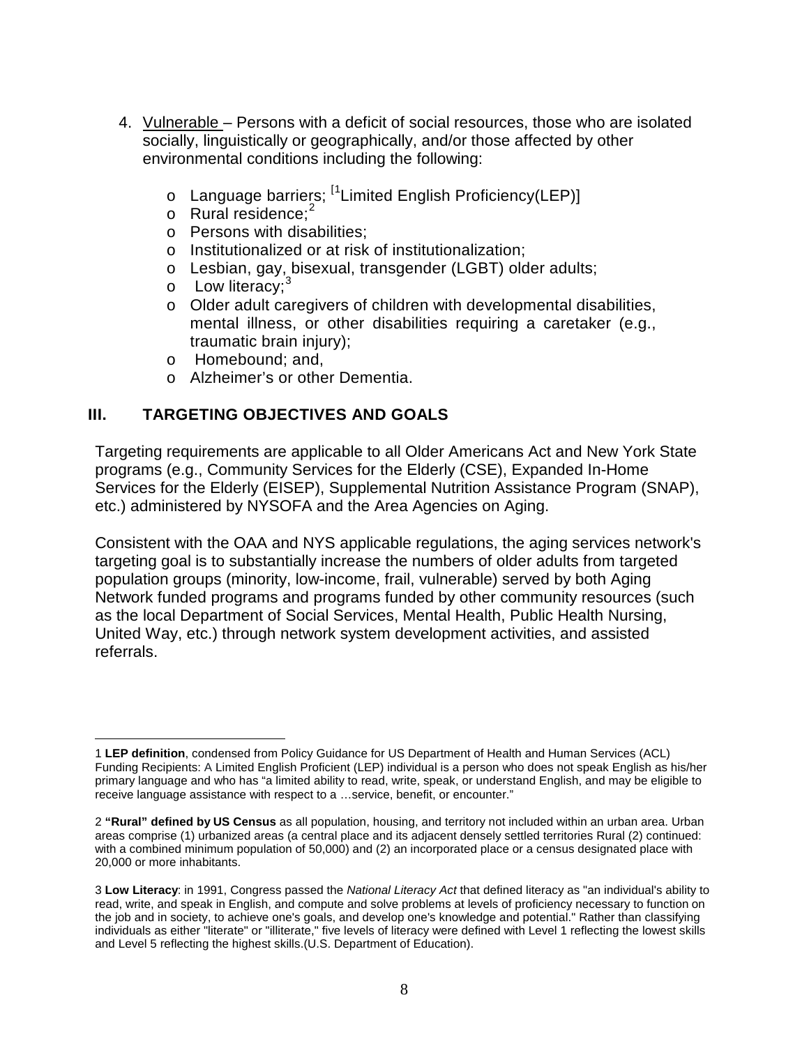4. Vulnerable – Persons with a deficit of social resources, those who are isolated socially, linguistically or geographically, and/or those affected by other environmental conditions including the following:

   - Language barriers; [1Limited English Proficiency(LEP)]
   - Rural residence;[2]
   - Persons with disabilities;
   - Institutionalized or at risk of institutionalization;
   - Lesbian, gay, bisexual, transgender (LGBT) older adults;
   - Low literacy;[3]
   - Older adult caregivers of children with developmental disabilities, mental illness, or other disabilities requiring a caretaker (e.g., traumatic brain injury);
   - Homebound; and,
   - Alzheimer's or other Dementia.

## III. TARGETING OBJECTIVES AND GOALS

Targeting requirements are applicable to all Older Americans Act and New York State programs (e.g., Community Services for the Elderly (CSE), Expanded In-Home Services for the Elderly (EISEP), Supplemental Nutrition Assistance Program (SNAP), etc.) administered by NYSOFA and the Area Agencies on Aging.

Consistent with the OAA and NYS applicable regulations, the aging services network's targeting goal is to substantially increase the numbers of older adults from targeted population groups (minority, low-income, frail, vulnerable) served by both Aging Network funded programs and programs funded by other community resources (such as the local Department of Social Services, Mental Health, Public Health Nursing, United Way, etc.) through network system development activities, and assisted referrals.

---

1 **LEP definition**, condensed from Policy Guidance for US Department of Health and Human Services (ACL) Funding Recipients: A Limited English Proficient (LEP) individual is a person who does not speak English as his/her primary language and who has "a limited ability to read, write, speak, or understand English, and may be eligible to receive language assistance with respect to a …service, benefit, or encounter."

2 **"Rural" defined by US Census** as all population, housing, and territory not included within an urban area. Urban areas comprise (1) urbanized areas (a central place and its adjacent densely settled territories Rural (2) continued: with a combined minimum population of 50,000) and (2) an incorporated place or a census designated place with 20,000 or more inhabitants.

3 **Low Literacy**: in 1991, Congress passed the *National Literacy Act* that defined literacy as "an individual's ability to read, write, and speak in English, and compute and solve problems at levels of proficiency necessary to function on the job and in society, to achieve one's goals, and develop one's knowledge and potential." Rather than classifying individuals as either "literate" or "illiterate," five levels of literacy were defined with Level 1 reflecting the lowest skills and Level 5 reflecting the highest skills.(U.S. Department of Education).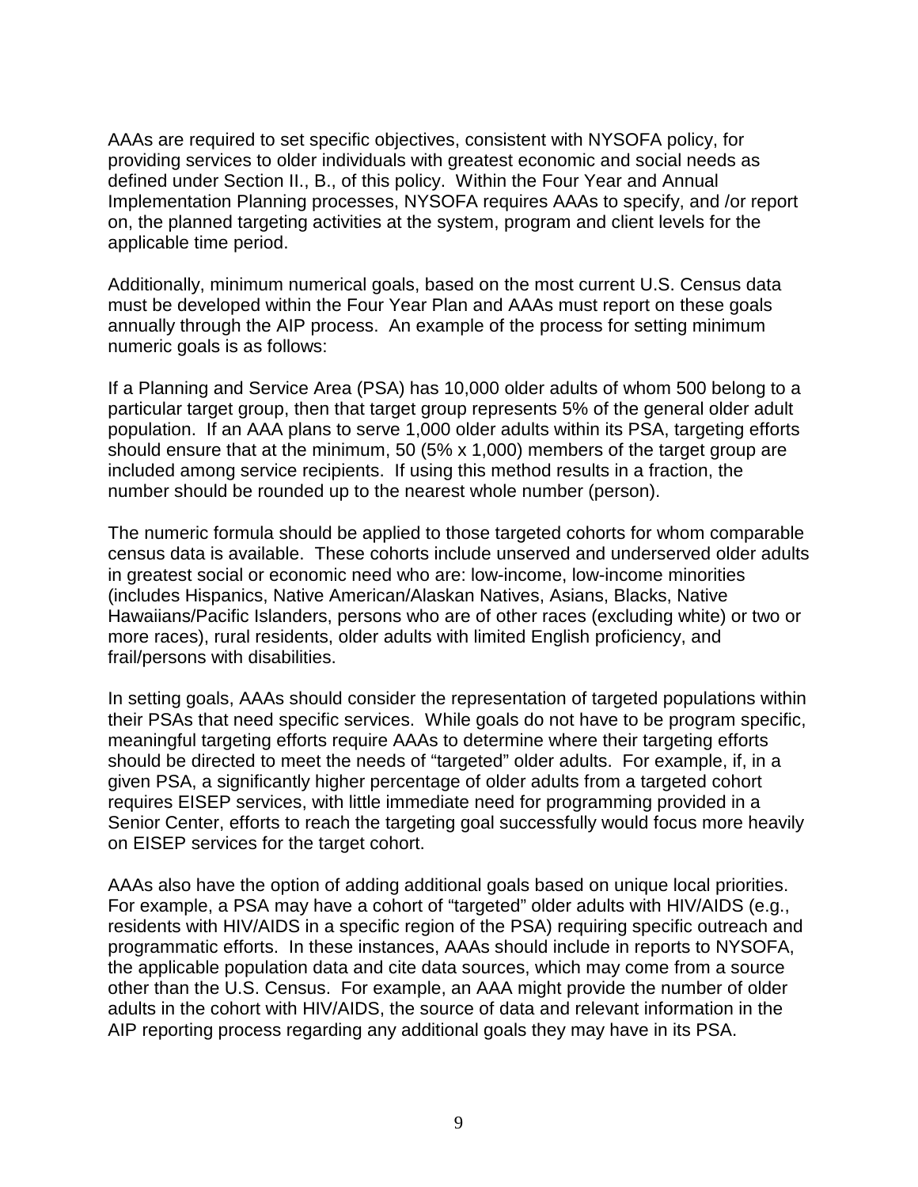AAAs are required to set specific objectives, consistent with NYSOFA policy, for providing services to older individuals with greatest economic and social needs as defined under Section II., B., of this policy. Within the Four Year and Annual Implementation Planning processes, NYSOFA requires AAAs to specify, and /or report on, the planned targeting activities at the system, program and client levels for the applicable time period.

Additionally, minimum numerical goals, based on the most current U.S. Census data must be developed within the Four Year Plan and AAAs must report on these goals annually through the AIP process. An example of the process for setting minimum numeric goals is as follows:

If a Planning and Service Area (PSA) has 10,000 older adults of whom 500 belong to a particular target group, then that target group represents 5% of the general older adult population. If an AAA plans to serve 1,000 older adults within its PSA, targeting efforts should ensure that at the minimum, 50 (5% x 1,000) members of the target group are included among service recipients. If using this method results in a fraction, the number should be rounded up to the nearest whole number (person).

The numeric formula should be applied to those targeted cohorts for whom comparable census data is available. These cohorts include unserved and underserved older adults in greatest social or economic need who are: low-income, low-income minorities (includes Hispanics, Native American/Alaskan Natives, Asians, Blacks, Native Hawaiians/Pacific Islanders, persons who are of other races (excluding white) or two or more races), rural residents, older adults with limited English proficiency, and frail/persons with disabilities.

In setting goals, AAAs should consider the representation of targeted populations within their PSAs that need specific services. While goals do not have to be program specific, meaningful targeting efforts require AAAs to determine where their targeting efforts should be directed to meet the needs of "targeted" older adults. For example, if, in a given PSA, a significantly higher percentage of older adults from a targeted cohort requires EISEP services, with little immediate need for programming provided in a Senior Center, efforts to reach the targeting goal successfully would focus more heavily on EISEP services for the target cohort.

AAAs also have the option of adding additional goals based on unique local priorities. For example, a PSA may have a cohort of "targeted" older adults with HIV/AIDS (e.g., residents with HIV/AIDS in a specific region of the PSA) requiring specific outreach and programmatic efforts. In these instances, AAAs should include in reports to NYSOFA, the applicable population data and cite data sources, which may come from a source other than the U.S. Census. For example, an AAA might provide the number of older adults in the cohort with HIV/AIDS, the source of data and relevant information in the AIP reporting process regarding any additional goals they may have in its PSA.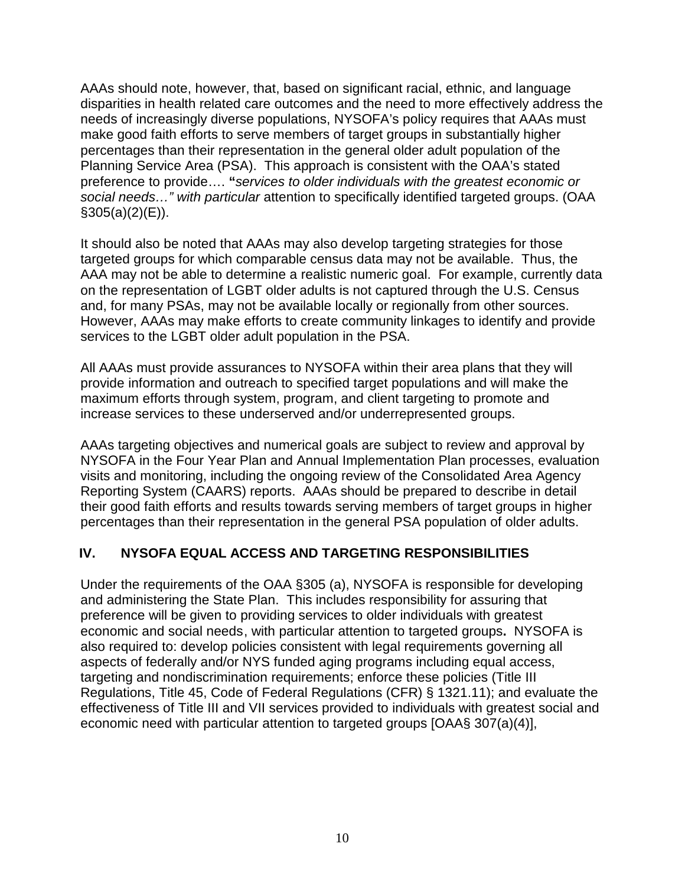AAAs should note, however, that, based on significant racial, ethnic, and language disparities in health related care outcomes and the need to more effectively address the needs of increasingly diverse populations, NYSOFA's policy requires that AAAs must make good faith efforts to serve members of target groups in substantially higher percentages than their representation in the general older adult population of the Planning Service Area (PSA). This approach is consistent with the OAA's stated preference to provide…. **"***services to older individuals with the greatest economic or social needs…" with particular* attention to specifically identified targeted groups. (OAA §305(a)(2)(E)).

It should also be noted that AAAs may also develop targeting strategies for those targeted groups for which comparable census data may not be available. Thus, the AAA may not be able to determine a realistic numeric goal. For example, currently data on the representation of LGBT older adults is not captured through the U.S. Census and, for many PSAs, may not be available locally or regionally from other sources. However, AAAs may make efforts to create community linkages to identify and provide services to the LGBT older adult population in the PSA.

All AAAs must provide assurances to NYSOFA within their area plans that they will provide information and outreach to specified target populations and will make the maximum efforts through system, program, and client targeting to promote and increase services to these underserved and/or underrepresented groups.

AAAs targeting objectives and numerical goals are subject to review and approval by NYSOFA in the Four Year Plan and Annual Implementation Plan processes, evaluation visits and monitoring, including the ongoing review of the Consolidated Area Agency Reporting System (CAARS) reports. AAAs should be prepared to describe in detail their good faith efforts and results towards serving members of target groups in higher percentages than their representation in the general PSA population of older adults.

## IV. NYSOFA EQUAL ACCESS AND TARGETING RESPONSIBILITIES

Under the requirements of the OAA §305 (a), NYSOFA is responsible for developing and administering the State Plan. This includes responsibility for assuring that preference will be given to providing services to older individuals with greatest economic and social needs, with particular attention to targeted groups**.** NYSOFA is also required to: develop policies consistent with legal requirements governing all aspects of federally and/or NYS funded aging programs including equal access, targeting and nondiscrimination requirements; enforce these policies (Title III Regulations, Title 45, Code of Federal Regulations (CFR) § 1321.11); and evaluate the effectiveness of Title III and VII services provided to individuals with greatest social and economic need with particular attention to targeted groups [OAA§ 307(a)(4)],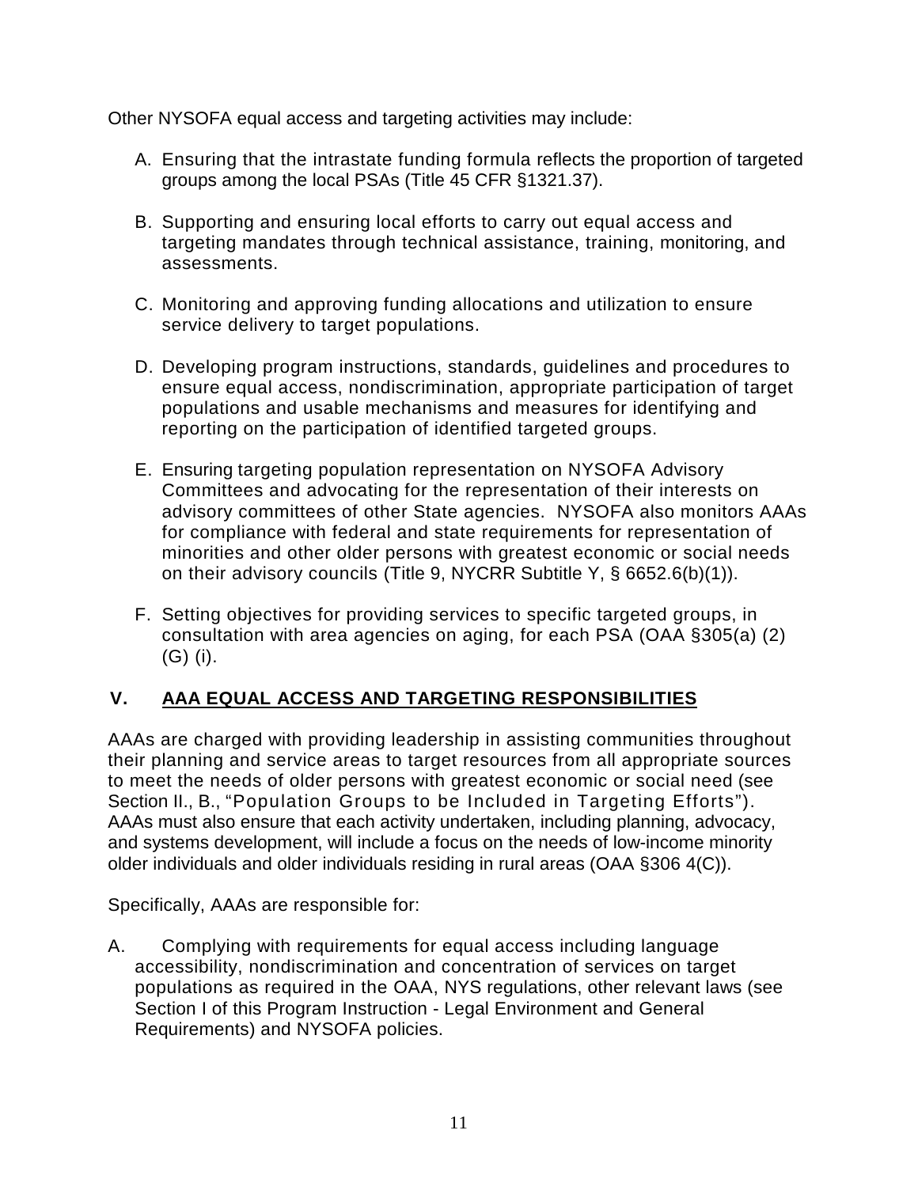Other NYSOFA equal access and targeting activities may include:

A. Ensuring that the intrastate funding formula reflects the proportion of targeted groups among the local PSAs (Title 45 CFR §1321.37).

B. Supporting and ensuring local efforts to carry out equal access and targeting mandates through technical assistance, training, monitoring, and assessments.

C. Monitoring and approving funding allocations and utilization to ensure service delivery to target populations.

D. Developing program instructions, standards, guidelines and procedures to ensure equal access, nondiscrimination, appropriate participation of target populations and usable mechanisms and measures for identifying and reporting on the participation of identified targeted groups.

E. Ensuring targeting population representation on NYSOFA Advisory Committees and advocating for the representation of their interests on advisory committees of other State agencies. NYSOFA also monitors AAAs for compliance with federal and state requirements for representation of minorities and other older persons with greatest economic or social needs on their advisory councils (Title 9, NYCRR Subtitle Y, § 6652.6(b)(1)).

F. Setting objectives for providing services to specific targeted groups, in consultation with area agencies on aging, for each PSA (OAA §305(a) (2) (G) (i).

## V. <u>AAA EQUAL ACCESS AND TARGETING RESPONSIBILITIES</u>

AAAs are charged with providing leadership in assisting communities throughout their planning and service areas to target resources from all appropriate sources to meet the needs of older persons with greatest economic or social need (see Section II., B., "Population Groups to be Included in Targeting Efforts"). AAAs must also ensure that each activity undertaken, including planning, advocacy, and systems development, will include a focus on the needs of low-income minority older individuals and older individuals residing in rural areas (OAA §306 4(C)).

Specifically, AAAs are responsible for:

A. Complying with requirements for equal access including language accessibility, nondiscrimination and concentration of services on target populations as required in the OAA, NYS regulations, other relevant laws (see Section I of this Program Instruction - Legal Environment and General Requirements) and NYSOFA policies.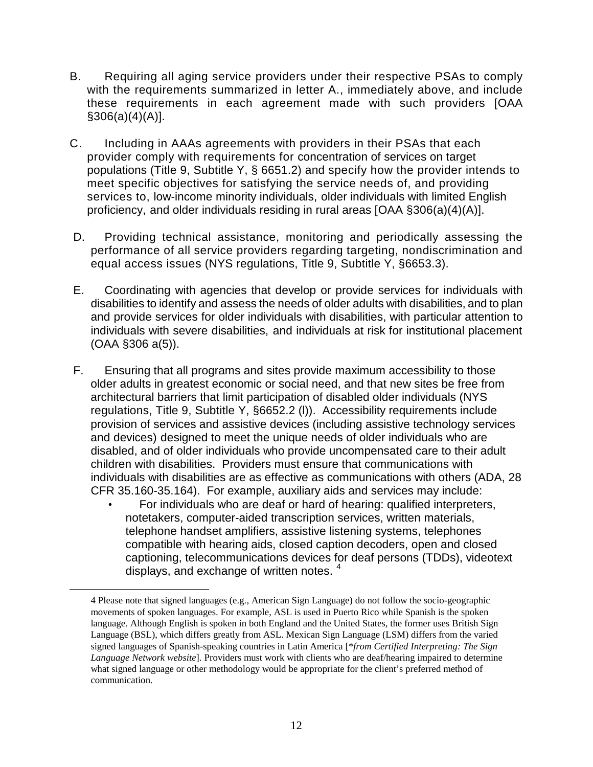B. Requiring all aging service providers under their respective PSAs to comply with the requirements summarized in letter A., immediately above, and include these requirements in each agreement made with such providers [OAA §306(a)(4)(A)].

C. Including in AAAs agreements with providers in their PSAs that each provider comply with requirements for concentration of services on target populations (Title 9, Subtitle Y, § 6651.2) and specify how the provider intends to meet specific objectives for satisfying the service needs of, and providing services to, low-income minority individuals, older individuals with limited English proficiency, and older individuals residing in rural areas [OAA §306(a)(4)(A)].

D. Providing technical assistance, monitoring and periodically assessing the performance of all service providers regarding targeting, nondiscrimination and equal access issues (NYS regulations, Title 9, Subtitle Y, §6653.3).

E. Coordinating with agencies that develop or provide services for individuals with disabilities to identify and assess the needs of older adults with disabilities, and to plan and provide services for older individuals with disabilities, with particular attention to individuals with severe disabilities, and individuals at risk for institutional placement (OAA §306 a(5)).

F. Ensuring that all programs and sites provide maximum accessibility to those older adults in greatest economic or social need, and that new sites be free from architectural barriers that limit participation of disabled older individuals (NYS regulations, Title 9, Subtitle Y, §6652.2 (l)). Accessibility requirements include provision of services and assistive devices (including assistive technology services and devices) designed to meet the unique needs of older individuals who are disabled, and of older individuals who provide uncompensated care to their adult children with disabilities. Providers must ensure that communications with individuals with disabilities are as effective as communications with others (ADA, 28 CFR 35.160-35.164). For example, auxiliary aids and services may include:

- For individuals who are deaf or hard of hearing: qualified interpreters, notetakers, computer-aided transcription services, written materials, telephone handset amplifiers, assistive listening systems, telephones compatible with hearing aids, closed caption decoders, open and closed captioning, telecommunications devices for deaf persons (TDDs), videotext displays, and exchange of written notes. [4]

---

[4] Please note that signed languages (e.g., American Sign Language) do not follow the socio-geographic movements of spoken languages. For example, ASL is used in Puerto Rico while Spanish is the spoken language. Although English is spoken in both England and the United States, the former uses British Sign Language (BSL), which differs greatly from ASL. Mexican Sign Language (LSM) differs from the varied signed languages of Spanish-speaking countries in Latin America [*\*from Certified Interpreting: The Sign Language Network website*]. Providers must work with clients who are deaf/hearing impaired to determine what signed language or other methodology would be appropriate for the client's preferred method of communication.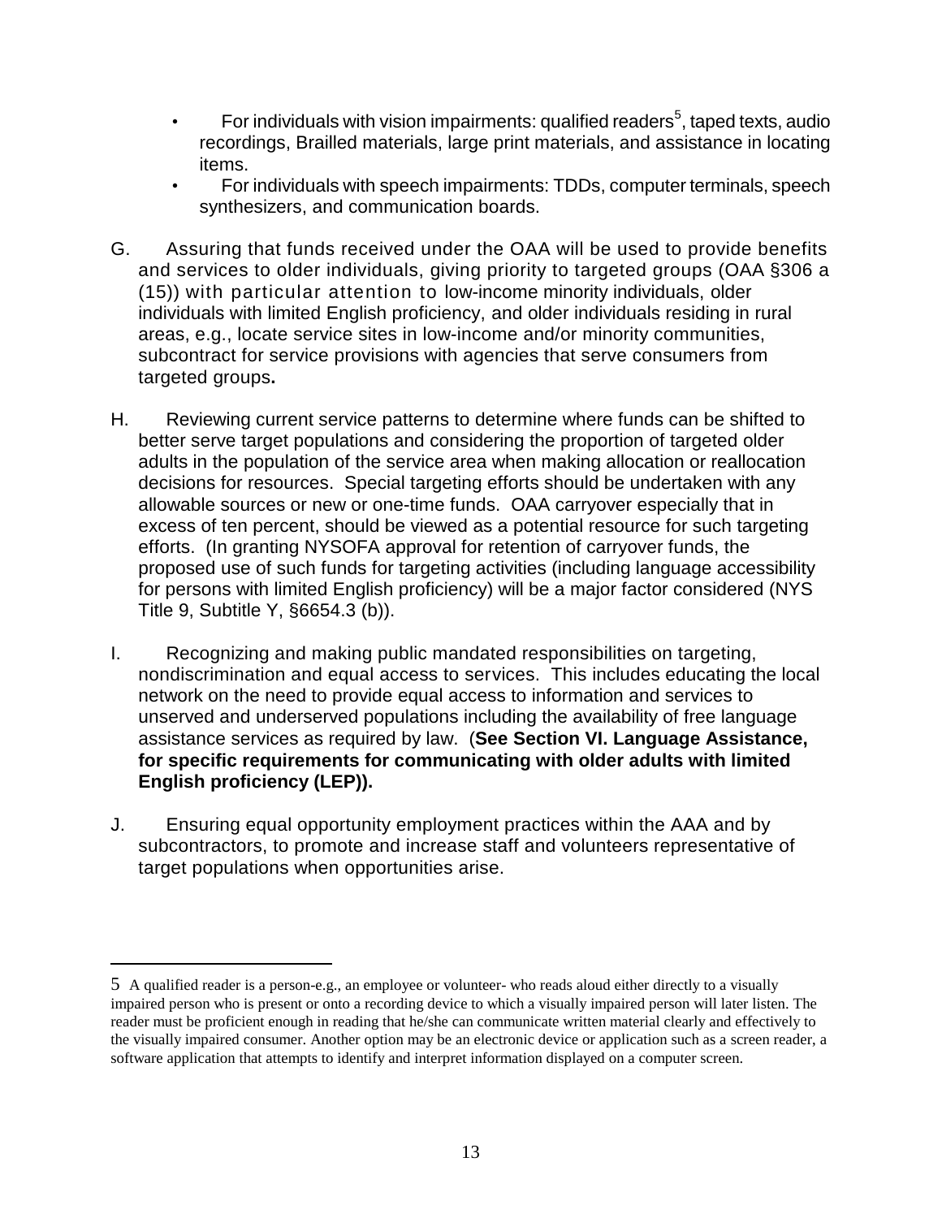- For individuals with vision impairments: qualified readers[5], taped texts, audio recordings, Brailled materials, large print materials, and assistance in locating items.
- For individuals with speech impairments: TDDs, computer terminals, speech synthesizers, and communication boards.

G. Assuring that funds received under the OAA will be used to provide benefits and services to older individuals, giving priority to targeted groups (OAA §306 a (15)) with particular attention to low-income minority individuals, older individuals with limited English proficiency, and older individuals residing in rural areas, e.g., locate service sites in low-income and/or minority communities, subcontract for service provisions with agencies that serve consumers from targeted groups**.**

H. Reviewing current service patterns to determine where funds can be shifted to better serve target populations and considering the proportion of targeted older adults in the population of the service area when making allocation or reallocation decisions for resources. Special targeting efforts should be undertaken with any allowable sources or new or one-time funds. OAA carryover especially that in excess of ten percent, should be viewed as a potential resource for such targeting efforts. (In granting NYSOFA approval for retention of carryover funds, the proposed use of such funds for targeting activities (including language accessibility for persons with limited English proficiency) will be a major factor considered (NYS Title 9, Subtitle Y, §6654.3 (b)).

I. Recognizing and making public mandated responsibilities on targeting, nondiscrimination and equal access to services. This includes educating the local network on the need to provide equal access to information and services to unserved and underserved populations including the availability of free language assistance services as required by law. (**See Section VI. Language Assistance, for specific requirements for communicating with older adults with limited English proficiency (LEP)).**

J. Ensuring equal opportunity employment practices within the AAA and by subcontractors, to promote and increase staff and volunteers representative of target populations when opportunities arise.

---

5 A qualified reader is a person-e.g., an employee or volunteer- who reads aloud either directly to a visually impaired person who is present or onto a recording device to which a visually impaired person will later listen. The reader must be proficient enough in reading that he/she can communicate written material clearly and effectively to the visually impaired consumer. Another option may be an electronic device or application such as a screen reader, a software application that attempts to identify and interpret information displayed on a computer screen.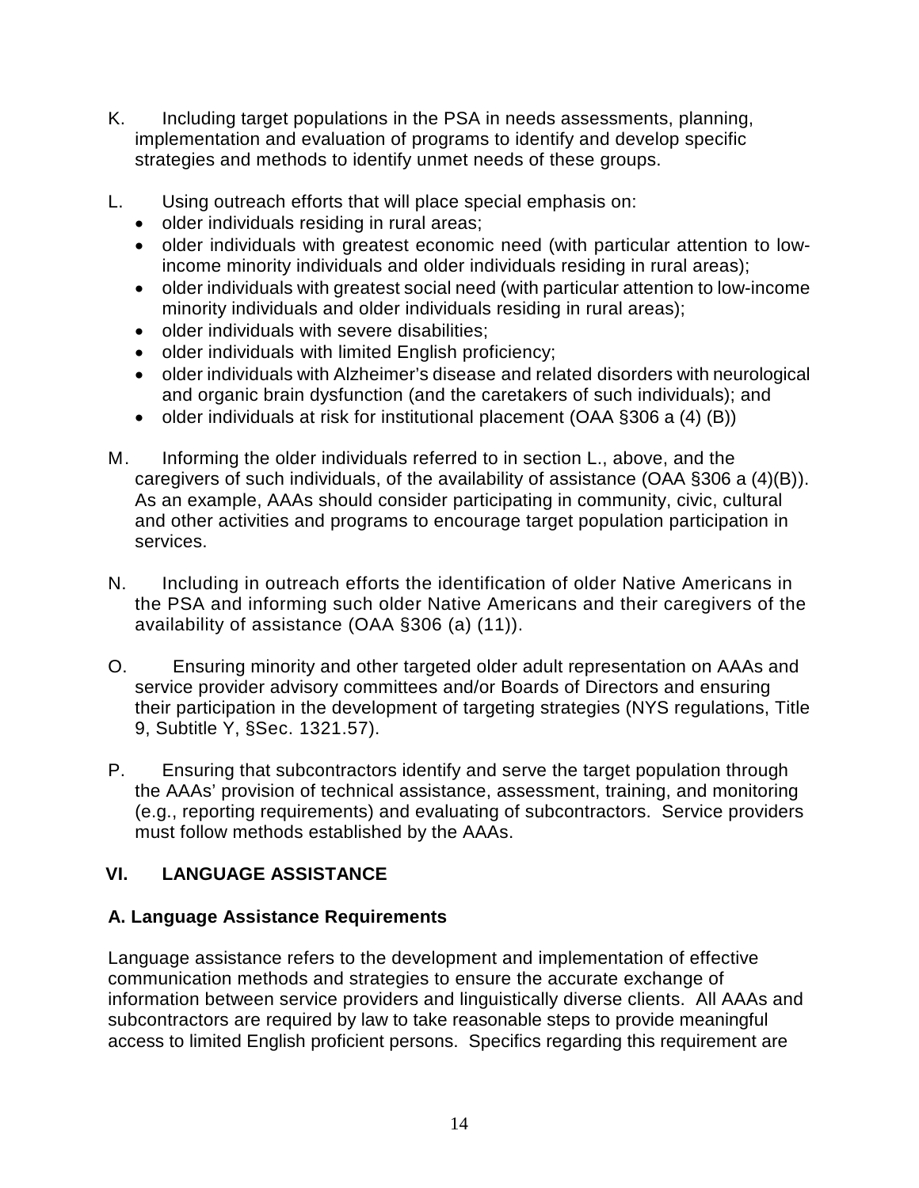K. Including target populations in the PSA in needs assessments, planning, implementation and evaluation of programs to identify and develop specific strategies and methods to identify unmet needs of these groups.

L. Using outreach efforts that will place special emphasis on:

- older individuals residing in rural areas;
- older individuals with greatest economic need (with particular attention to low-income minority individuals and older individuals residing in rural areas);
- older individuals with greatest social need (with particular attention to low-income minority individuals and older individuals residing in rural areas);
- older individuals with severe disabilities;
- older individuals with limited English proficiency;
- older individuals with Alzheimer's disease and related disorders with neurological and organic brain dysfunction (and the caretakers of such individuals); and
- older individuals at risk for institutional placement (OAA §306 a (4) (B))

M. Informing the older individuals referred to in section L., above, and the caregivers of such individuals, of the availability of assistance (OAA §306 a (4)(B)). As an example, AAAs should consider participating in community, civic, cultural and other activities and programs to encourage target population participation in services.

N. Including in outreach efforts the identification of older Native Americans in the PSA and informing such older Native Americans and their caregivers of the availability of assistance (OAA §306 (a) (11)).

O. Ensuring minority and other targeted older adult representation on AAAs and service provider advisory committees and/or Boards of Directors and ensuring their participation in the development of targeting strategies (NYS regulations, Title 9, Subtitle Y, §Sec. 1321.57).

P. Ensuring that subcontractors identify and serve the target population through the AAAs' provision of technical assistance, assessment, training, and monitoring (e.g., reporting requirements) and evaluating of subcontractors. Service providers must follow methods established by the AAAs.

## VI. LANGUAGE ASSISTANCE

### A. Language Assistance Requirements

Language assistance refers to the development and implementation of effective communication methods and strategies to ensure the accurate exchange of information between service providers and linguistically diverse clients. All AAAs and subcontractors are required by law to take reasonable steps to provide meaningful access to limited English proficient persons. Specifics regarding this requirement are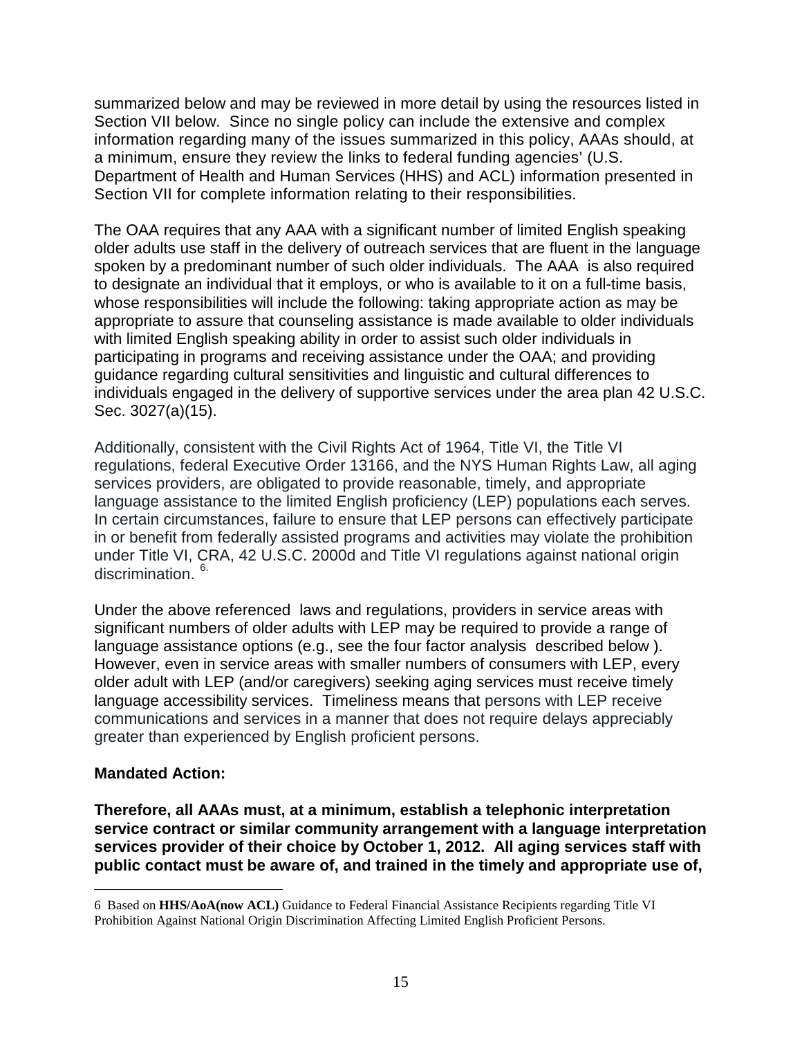summarized below and may be reviewed in more detail by using the resources listed in Section VII below. Since no single policy can include the extensive and complex information regarding many of the issues summarized in this policy, AAAs should, at a minimum, ensure they review the links to federal funding agencies' (U.S. Department of Health and Human Services (HHS) and ACL) information presented in Section VII for complete information relating to their responsibilities.

The OAA requires that any AAA with a significant number of limited English speaking older adults use staff in the delivery of outreach services that are fluent in the language spoken by a predominant number of such older individuals. The AAA is also required to designate an individual that it employs, or who is available to it on a full-time basis, whose responsibilities will include the following: taking appropriate action as may be appropriate to assure that counseling assistance is made available to older individuals with limited English speaking ability in order to assist such older individuals in participating in programs and receiving assistance under the OAA; and providing guidance regarding cultural sensitivities and linguistic and cultural differences to individuals engaged in the delivery of supportive services under the area plan 42 U.S.C. Sec. 3027(a)(15).

Additionally, consistent with the Civil Rights Act of 1964, Title VI, the Title VI regulations, federal Executive Order 13166, and the NYS Human Rights Law, all aging services providers, are obligated to provide reasonable, timely, and appropriate language assistance to the limited English proficiency (LEP) populations each serves. In certain circumstances, failure to ensure that LEP persons can effectively participate in or benefit from federally assisted programs and activities may violate the prohibition under Title VI, CRA, 42 U.S.C. 2000d and Title VI regulations against national origin discrimination. [6.]

Under the above referenced laws and regulations, providers in service areas with significant numbers of older adults with LEP may be required to provide a range of language assistance options (e.g., see the four factor analysis described below ). However, even in service areas with smaller numbers of consumers with LEP, every older adult with LEP (and/or caregivers) seeking aging services must receive timely language accessibility services. Timeliness means that persons with LEP receive communications and services in a manner that does not require delays appreciably greater than experienced by English proficient persons.

**Mandated Action:**

**Therefore, all AAAs must, at a minimum, establish a telephonic interpretation service contract or similar community arrangement with a language interpretation services provider of their choice by October 1, 2012. All aging services staff with public contact must be aware of, and trained in the timely and appropriate use of,**

---

6 Based on **HHS/AoA(now ACL)** Guidance to Federal Financial Assistance Recipients regarding Title VI Prohibition Against National Origin Discrimination Affecting Limited English Proficient Persons.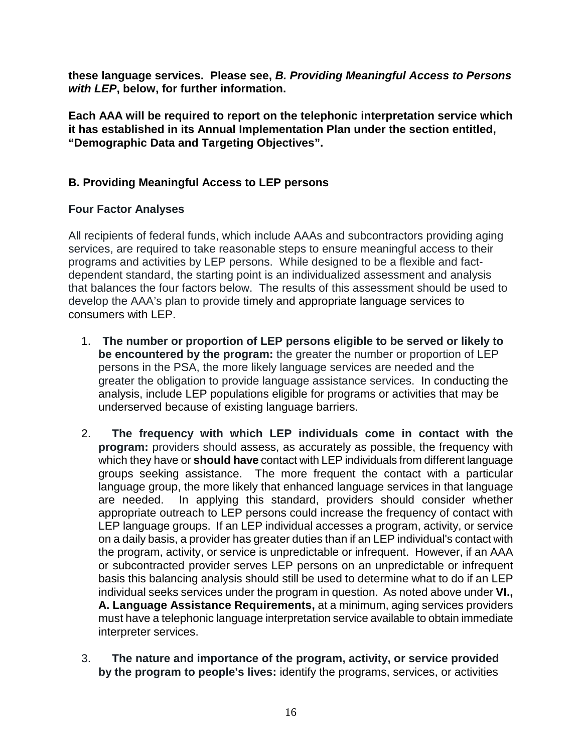**these language services. Please see, *B. Providing Meaningful Access to Persons with LEP*, below, for further information.**

**Each AAA will be required to report on the telephonic interpretation service which it has established in its Annual Implementation Plan under the section entitled, "Demographic Data and Targeting Objectives".**

### B. Providing Meaningful Access to LEP persons

#### Four Factor Analyses

All recipients of federal funds, which include AAAs and subcontractors providing aging services, are required to take reasonable steps to ensure meaningful access to their programs and activities by LEP persons. While designed to be a flexible and fact-dependent standard, the starting point is an individualized assessment and analysis that balances the four factors below. The results of this assessment should be used to develop the AAA's plan to provide timely and appropriate language services to consumers with LEP.

1. **The number or proportion of LEP persons eligible to be served or likely to be encountered by the program:** the greater the number or proportion of LEP persons in the PSA, the more likely language services are needed and the greater the obligation to provide language assistance services. In conducting the analysis, include LEP populations eligible for programs or activities that may be underserved because of existing language barriers.

2. **The frequency with which LEP individuals come in contact with the program:** providers should assess, as accurately as possible, the frequency with which they have or **should have** contact with LEP individuals from different language groups seeking assistance. The more frequent the contact with a particular language group, the more likely that enhanced language services in that language are needed. In applying this standard, providers should consider whether appropriate outreach to LEP persons could increase the frequency of contact with LEP language groups. If an LEP individual accesses a program, activity, or service on a daily basis, a provider has greater duties than if an LEP individual's contact with the program, activity, or service is unpredictable or infrequent. However, if an AAA or subcontracted provider serves LEP persons on an unpredictable or infrequent basis this balancing analysis should still be used to determine what to do if an LEP individual seeks services under the program in question. As noted above under **VI., A. Language Assistance Requirements,** at a minimum, aging services providers must have a telephonic language interpretation service available to obtain immediate interpreter services.

3. **The nature and importance of the program, activity, or service provided by the program to people's lives:** identify the programs, services, or activities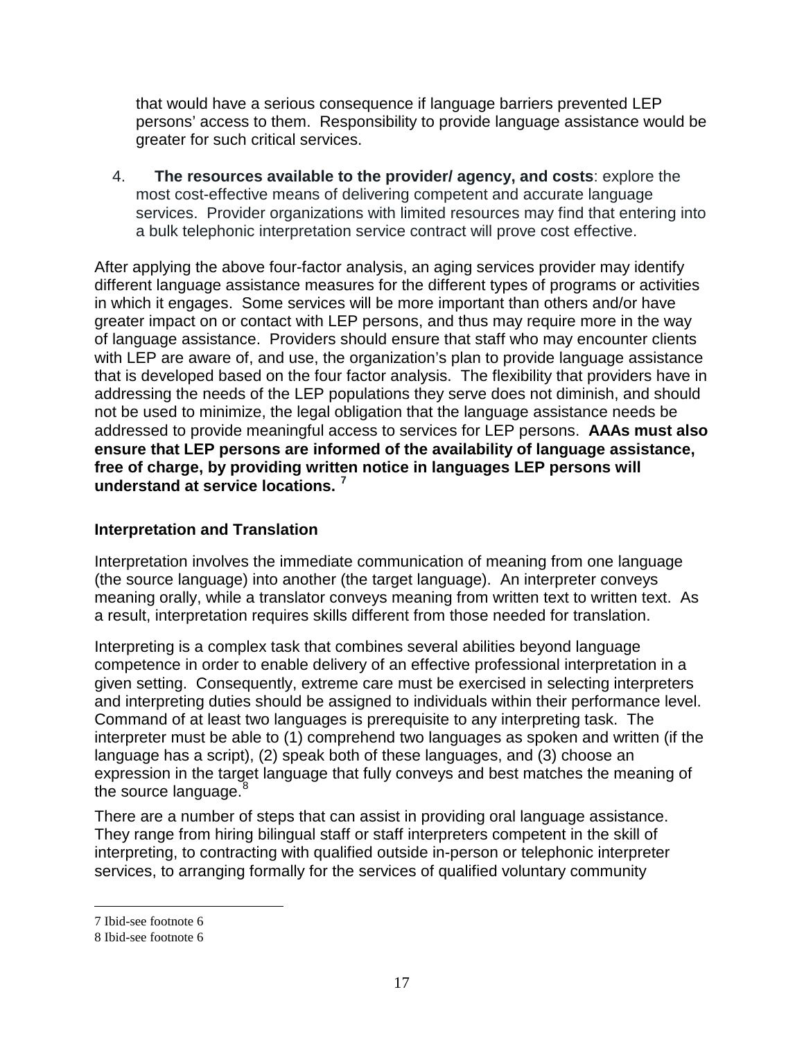that would have a serious consequence if language barriers prevented LEP persons' access to them. Responsibility to provide language assistance would be greater for such critical services.

4. **The resources available to the provider/ agency, and costs**: explore the most cost-effective means of delivering competent and accurate language services. Provider organizations with limited resources may find that entering into a bulk telephonic interpretation service contract will prove cost effective.

After applying the above four-factor analysis, an aging services provider may identify different language assistance measures for the different types of programs or activities in which it engages. Some services will be more important than others and/or have greater impact on or contact with LEP persons, and thus may require more in the way of language assistance. Providers should ensure that staff who may encounter clients with LEP are aware of, and use, the organization's plan to provide language assistance that is developed based on the four factor analysis. The flexibility that providers have in addressing the needs of the LEP populations they serve does not diminish, and should not be used to minimize, the legal obligation that the language assistance needs be addressed to provide meaningful access to services for LEP persons. **AAAs must also ensure that LEP persons are informed of the availability of language assistance, free of charge, by providing written notice in languages LEP persons will understand at service locations.** [7]

**Interpretation and Translation**

Interpretation involves the immediate communication of meaning from one language (the source language) into another (the target language). An interpreter conveys meaning orally, while a translator conveys meaning from written text to written text. As a result, interpretation requires skills different from those needed for translation.

Interpreting is a complex task that combines several abilities beyond language competence in order to enable delivery of an effective professional interpretation in a given setting. Consequently, extreme care must be exercised in selecting interpreters and interpreting duties should be assigned to individuals within their performance level. Command of at least two languages is prerequisite to any interpreting task. The interpreter must be able to (1) comprehend two languages as spoken and written (if the language has a script), (2) speak both of these languages, and (3) choose an expression in the target language that fully conveys and best matches the meaning of the source language.[8]

There are a number of steps that can assist in providing oral language assistance. They range from hiring bilingual staff or staff interpreters competent in the skill of interpreting, to contracting with qualified outside in-person or telephonic interpreter services, to arranging formally for the services of qualified voluntary community

---

7 Ibid-see footnote 6

8 Ibid-see footnote 6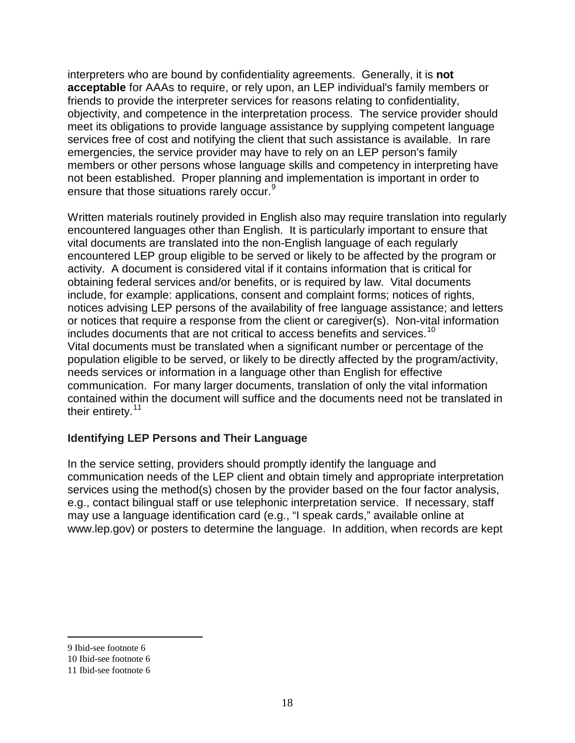interpreters who are bound by confidentiality agreements. Generally, it is **not acceptable** for AAAs to require, or rely upon, an LEP individual's family members or friends to provide the interpreter services for reasons relating to confidentiality, objectivity, and competence in the interpretation process. The service provider should meet its obligations to provide language assistance by supplying competent language services free of cost and notifying the client that such assistance is available. In rare emergencies, the service provider may have to rely on an LEP person's family members or other persons whose language skills and competency in interpreting have not been established. Proper planning and implementation is important in order to ensure that those situations rarely occur.[9]

Written materials routinely provided in English also may require translation into regularly encountered languages other than English. It is particularly important to ensure that vital documents are translated into the non-English language of each regularly encountered LEP group eligible to be served or likely to be affected by the program or activity. A document is considered vital if it contains information that is critical for obtaining federal services and/or benefits, or is required by law. Vital documents include, for example: applications, consent and complaint forms; notices of rights, notices advising LEP persons of the availability of free language assistance; and letters or notices that require a response from the client or caregiver(s). Non-vital information includes documents that are not critical to access benefits and services.[10]
Vital documents must be translated when a significant number or percentage of the population eligible to be served, or likely to be directly affected by the program/activity, needs services or information in a language other than English for effective communication. For many larger documents, translation of only the vital information contained within the document will suffice and the documents need not be translated in their entirety.[11]

### Identifying LEP Persons and Their Language

In the service setting, providers should promptly identify the language and communication needs of the LEP client and obtain timely and appropriate interpretation services using the method(s) chosen by the provider based on the four factor analysis, e.g., contact bilingual staff or use telephonic interpretation service. If necessary, staff may use a language identification card (e.g., "I speak cards," available online at www.lep.gov) or posters to determine the language. In addition, when records are kept

---

9 Ibid-see footnote 6

10 Ibid-see footnote 6

11 Ibid-see footnote 6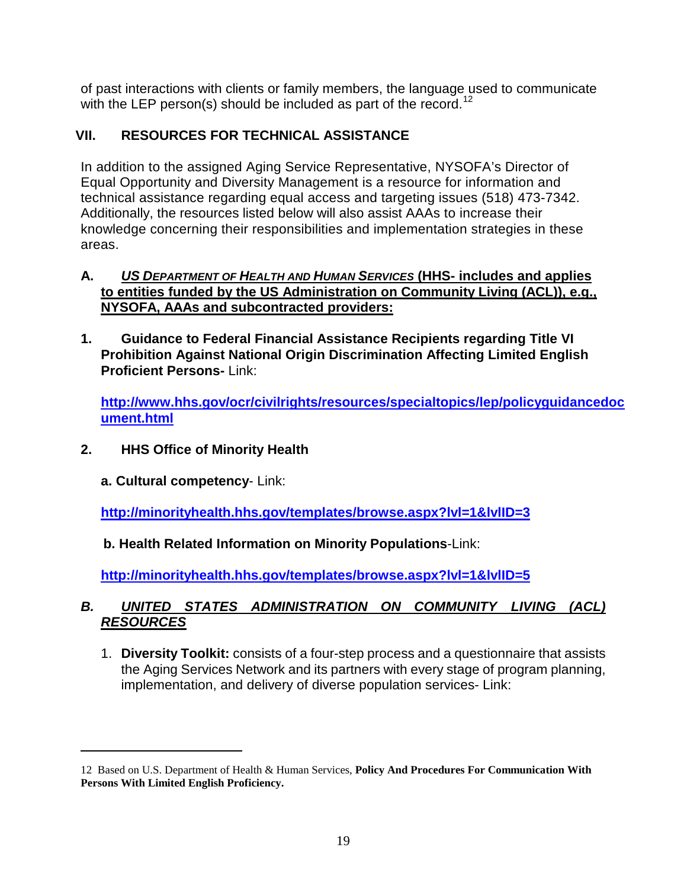of past interactions with clients or family members, the language used to communicate with the LEP person(s) should be included as part of the record.[12]

## VII. RESOURCES FOR TECHNICAL ASSISTANCE

In addition to the assigned Aging Service Representative, NYSOFA's Director of Equal Opportunity and Diversity Management is a resource for information and technical assistance regarding equal access and targeting issues (518) 473-7342. Additionally, the resources listed below will also assist AAAs to increase their knowledge concerning their responsibilities and implementation strategies in these areas.

### A. *US DEPARTMENT OF HEALTH AND HUMAN SERVICES* (HHS- includes and applies to entities funded by the US Administration on Community Living (ACL)), e.g., NYSOFA, AAAs and subcontracted providers:

**1. Guidance to Federal Financial Assistance Recipients regarding Title VI Prohibition Against National Origin Discrimination Affecting Limited English Proficient Persons-** Link:

**http://www.hhs.gov/ocr/civilrights/resources/specialtopics/lep/policyguidancedocument.html**

**2. HHS Office of Minority Health**

**a. Cultural competency**- Link:

**http://minorityhealth.hhs.gov/templates/browse.aspx?lvl=1&lvlID=3**

**b. Health Related Information on Minority Populations**-Link:

**http://minorityhealth.hhs.gov/templates/browse.aspx?lvl=1&lvlID=5**

### *B. UNITED STATES ADMINISTRATION ON COMMUNITY LIVING (ACL) RESOURCES*

1. **Diversity Toolkit:** consists of a four-step process and a questionnaire that assists the Aging Services Network and its partners with every stage of program planning, implementation, and delivery of diverse population services- Link:

---

12 Based on U.S. Department of Health & Human Services, **Policy And Procedures For Communication With Persons With Limited English Proficiency.**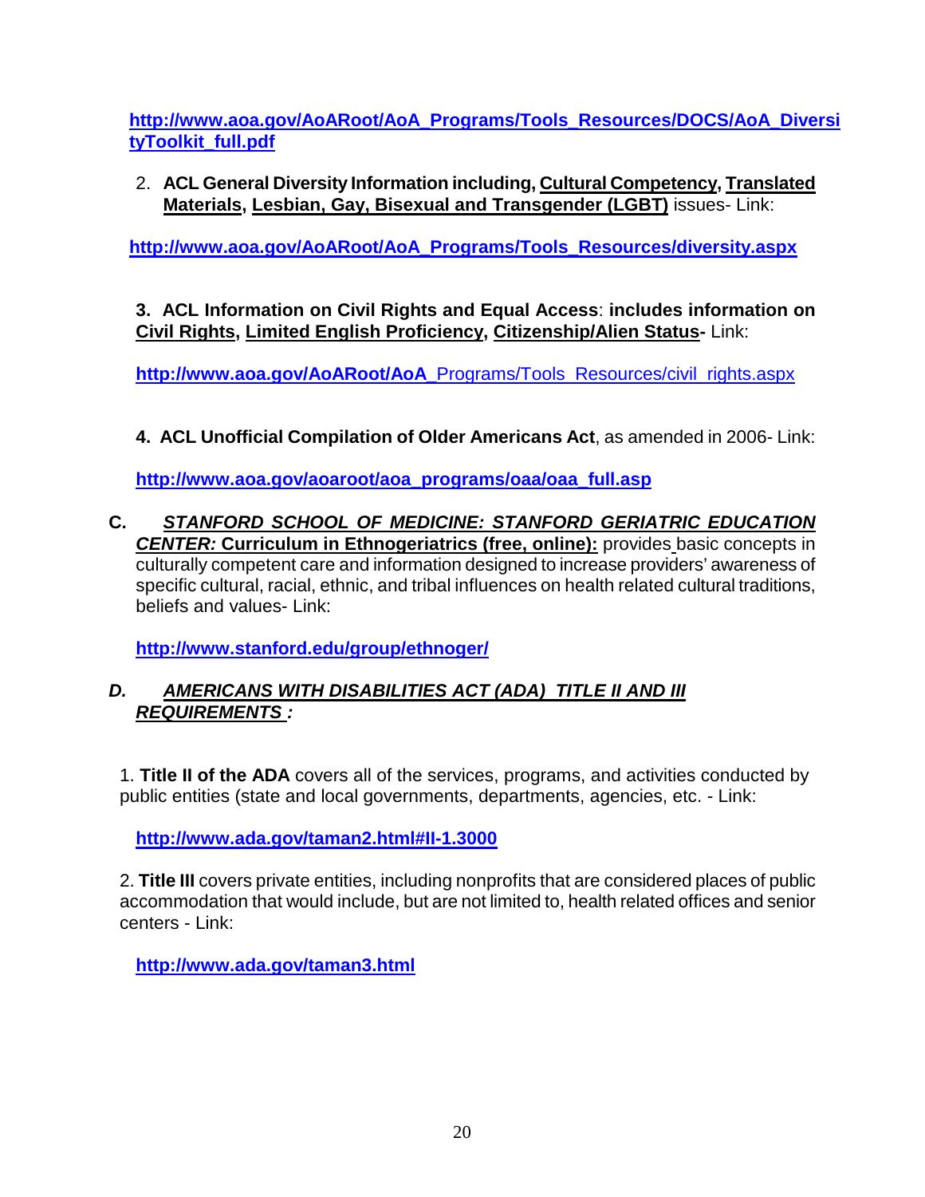**http://www.aoa.gov/AoARoot/AoA_Programs/Tools_Resources/DOCS/AoA_DiversityToolkit_full.pdf**

2. **ACL General Diversity Information including, Cultural Competency, Translated Materials, Lesbian, Gay, Bisexual and Transgender (LGBT)** issues- Link:

**http://www.aoa.gov/AoARoot/AoA_Programs/Tools_Resources/diversity.aspx**

3. **ACL Information on Civil Rights and Equal Access**: **includes information on Civil Rights, Limited English Proficiency, Citizenship/Alien Status-** Link:

**http://www.aoa.gov/AoARoot/AoA_**Programs/Tools_Resources/civil_rights.aspx

4. **ACL Unofficial Compilation of Older Americans Act**, as amended in 2006- Link:

**http://www.aoa.gov/aoaroot/aoa_programs/oaa/oaa_full.asp**

**C.** ***STANFORD SCHOOL OF MEDICINE: STANFORD GERIATRIC EDUCATION CENTER:*** **Curriculum in Ethnogeriatrics (free, online):** provides basic concepts in culturally competent care and information designed to increase providers' awareness of specific cultural, racial, ethnic, and tribal influences on health related cultural traditions, beliefs and values- Link:

**http://www.stanford.edu/group/ethnoger/**

***D. AMERICANS WITH DISABILITIES ACT (ADA) TITLE II AND III REQUIREMENTS :***

1. **Title II of the ADA** covers all of the services, programs, and activities conducted by public entities (state and local governments, departments, agencies, etc. - Link:

**http://www.ada.gov/taman2.html#II-1.3000**

2. **Title III** covers private entities, including nonprofits that are considered places of public accommodation that would include, but are not limited to, health related offices and senior centers - Link:

**http://www.ada.gov/taman3.html**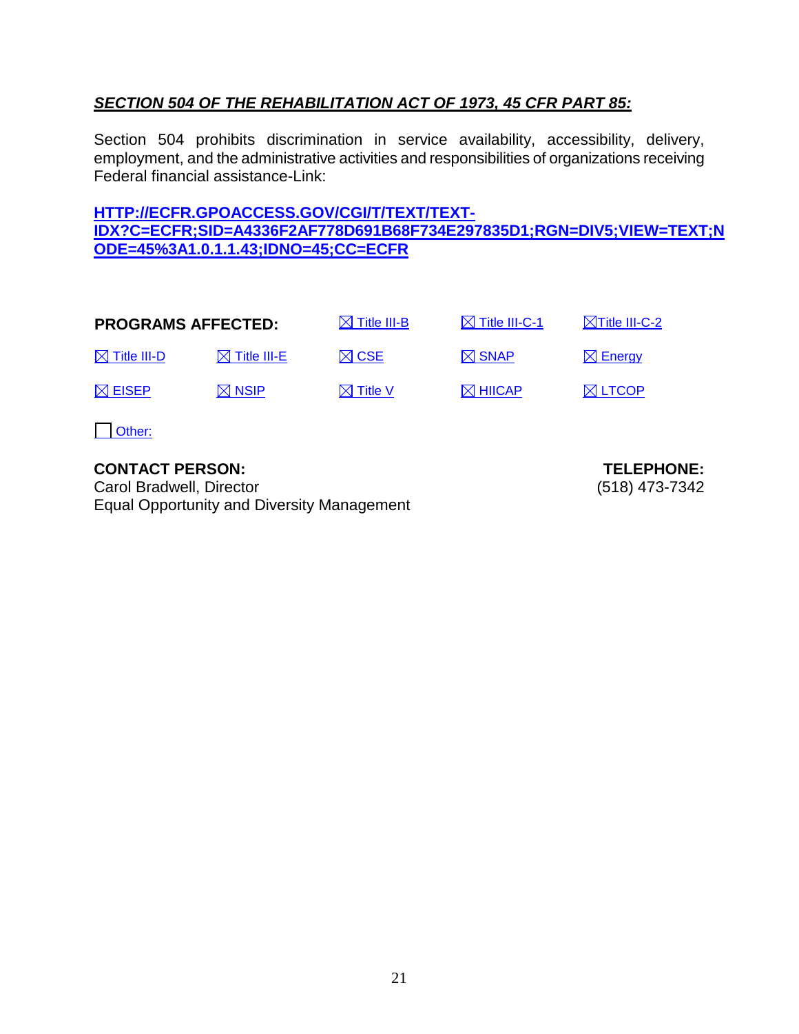***SECTION 504 OF THE REHABILITATION ACT OF 1973, 45 CFR PART 85:***

Section 504 prohibits discrimination in service availability, accessibility, delivery, employment, and the administrative activities and responsibilities of organizations receiving Federal financial assistance-Link:

**HTTP://ECFR.GPOACCESS.GOV/CGI/T/TEXT/TEXT-IDX?C=ECFR;SID=A4336F2AF778D691B68F734E297835D1;RGN=DIV5;VIEW=TEXT;NODE=45%3A1.0.1.1.43;IDNO=45;CC=ECFR**

**PROGRAMS AFFECTED:** ☒ Title III-B ☒ Title III-C-1 ☒ Title III-C-2

☒ Title III-D ☒ Title III-E ☒ CSE ☒ SNAP ☒ Energy

☒ EISEP ☒ NSIP ☒ Title V ☒ HIICAP ☒ LTCOP

☐ Other:

**CONTACT PERSON:**
Carol Bradwell, Director
Equal Opportunity and Diversity Management

**TELEPHONE:**
(518) 473-7342